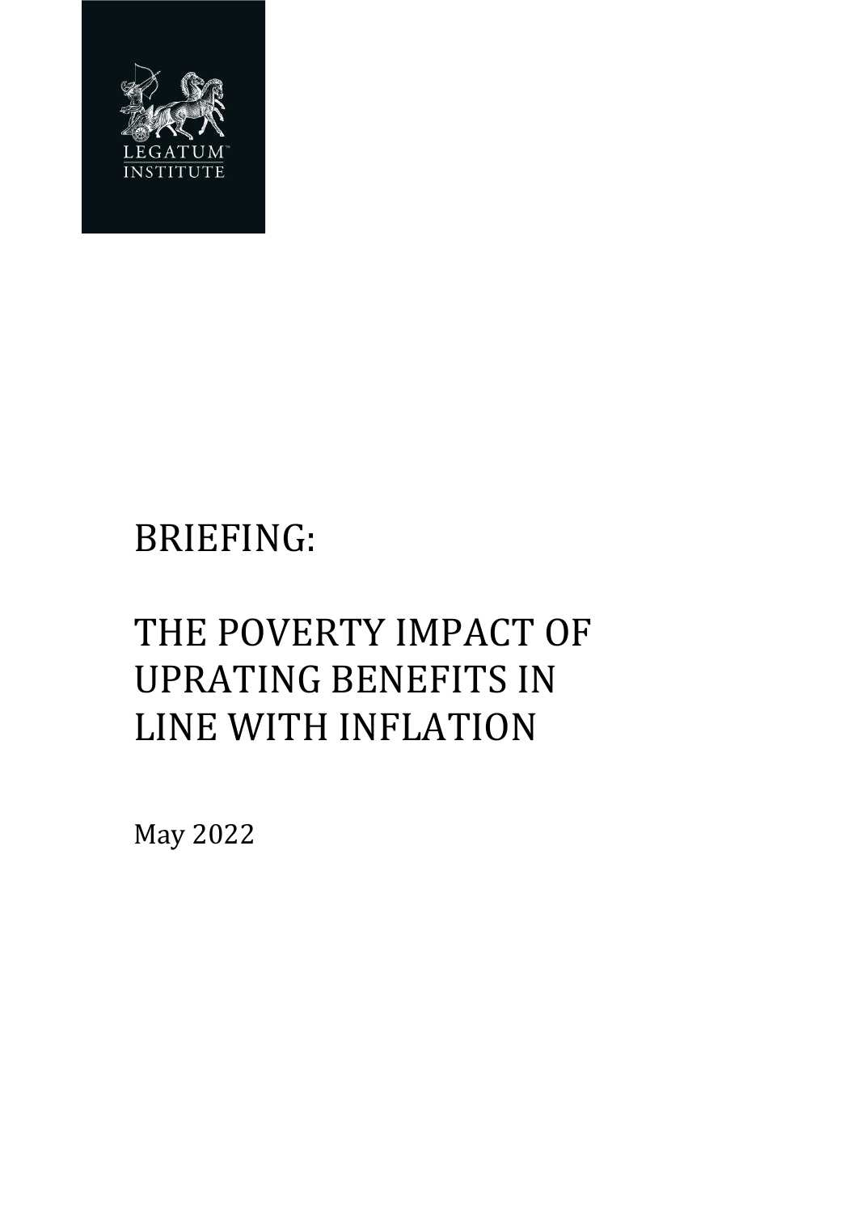LEGATUM™
INSTITUTE

# BRIEFING:

# THE POVERTY IMPACT OF UPRATING BENEFITS IN LINE WITH INFLATION

May 2022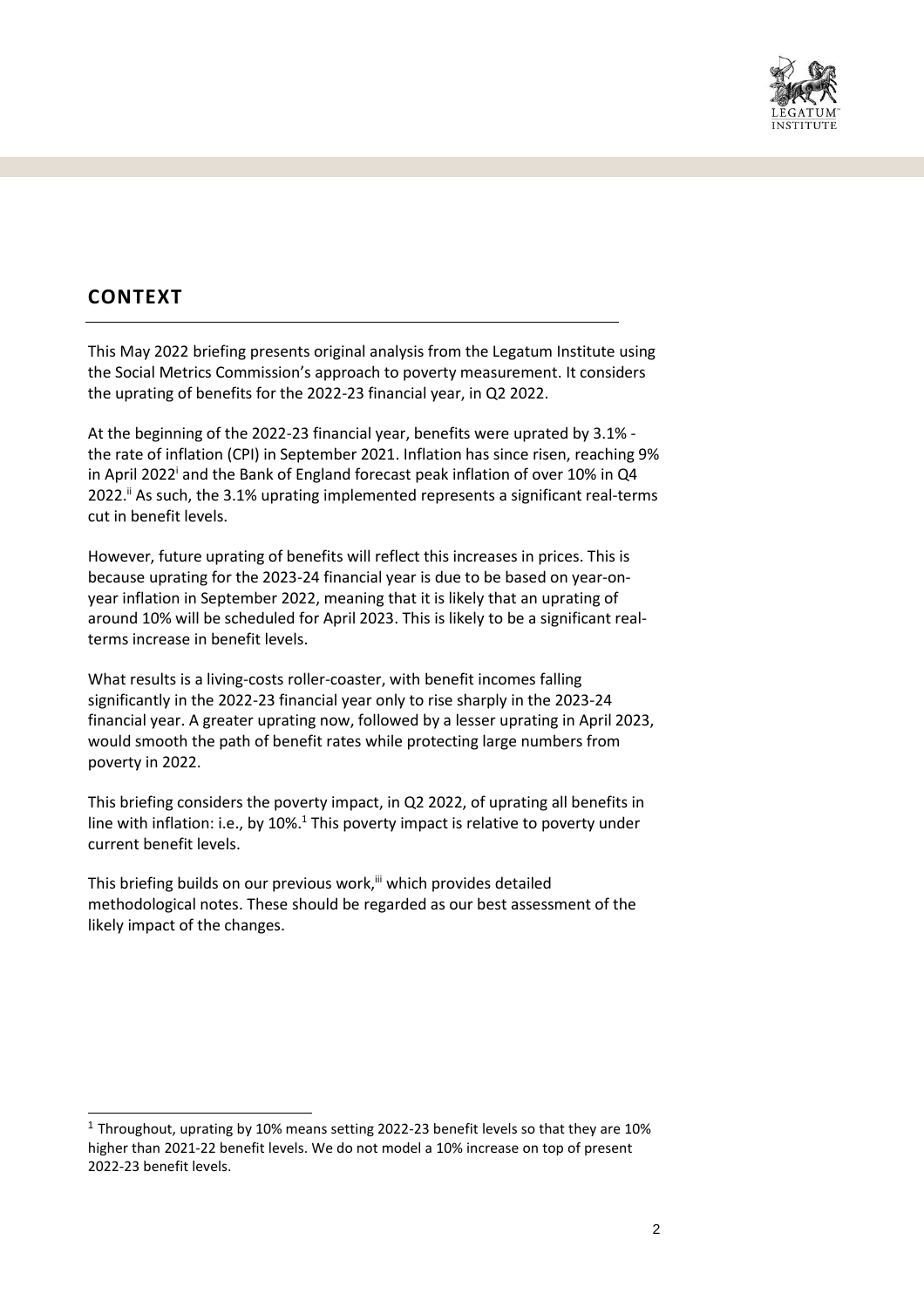## CONTEXT

This May 2022 briefing presents original analysis from the Legatum Institute using the Social Metrics Commission's approach to poverty measurement. It considers the uprating of benefits for the 2022-23 financial year, in Q2 2022.

At the beginning of the 2022-23 financial year, benefits were uprated by 3.1% - the rate of inflation (CPI) in September 2021. Inflation has since risen, reaching 9% in April 2022[i] and the Bank of England forecast peak inflation of over 10% in Q4 2022.[ii] As such, the 3.1% uprating implemented represents a significant real-terms cut in benefit levels.

However, future uprating of benefits will reflect this increases in prices. This is because uprating for the 2023-24 financial year is due to be based on year-on-year inflation in September 2022, meaning that it is likely that an uprating of around 10% will be scheduled for April 2023. This is likely to be a significant real-terms increase in benefit levels.

What results is a living-costs roller-coaster, with benefit incomes falling significantly in the 2022-23 financial year only to rise sharply in the 2023-24 financial year. A greater uprating now, followed by a lesser uprating in April 2023, would smooth the path of benefit rates while protecting large numbers from poverty in 2022.

This briefing considers the poverty impact, in Q2 2022, of uprating all benefits in line with inflation: i.e., by 10%.[1] This poverty impact is relative to poverty under current benefit levels.

This briefing builds on our previous work,[iii] which provides detailed methodological notes. These should be regarded as our best assessment of the likely impact of the changes.

[1] Throughout, uprating by 10% means setting 2022-23 benefit levels so that they are 10% higher than 2021-22 benefit levels. We do not model a 10% increase on top of present 2022-23 benefit levels.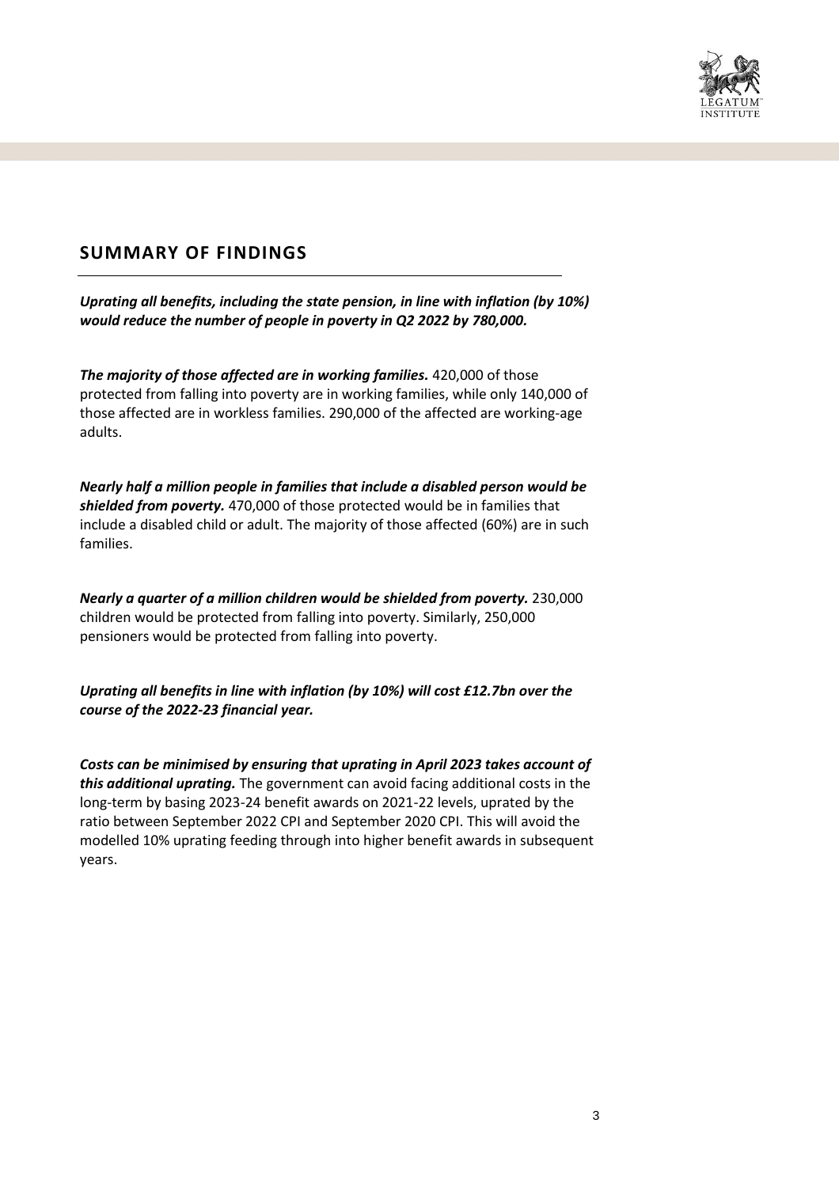## SUMMARY OF FINDINGS

***Uprating all benefits, including the state pension, in line with inflation (by 10%) would reduce the number of people in poverty in Q2 2022 by 780,000.***

***The majority of those affected are in working families.*** 420,000 of those protected from falling into poverty are in working families, while only 140,000 of those affected are in workless families. 290,000 of the affected are working-age adults.

***Nearly half a million people in families that include a disabled person would be shielded from poverty.*** 470,000 of those protected would be in families that include a disabled child or adult. The majority of those affected (60%) are in such families.

***Nearly a quarter of a million children would be shielded from poverty.*** 230,000 children would be protected from falling into poverty. Similarly, 250,000 pensioners would be protected from falling into poverty.

***Uprating all benefits in line with inflation (by 10%) will cost £12.7bn over the course of the 2022-23 financial year.***

***Costs can be minimised by ensuring that uprating in April 2023 takes account of this additional uprating.*** The government can avoid facing additional costs in the long-term by basing 2023-24 benefit awards on 2021-22 levels, uprated by the ratio between September 2022 CPI and September 2020 CPI. This will avoid the modelled 10% uprating feeding through into higher benefit awards in subsequent years.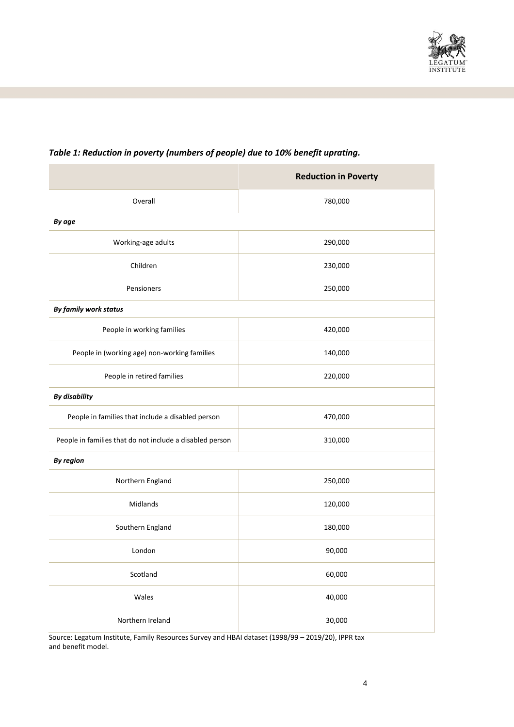*Table 1: Reduction in poverty (numbers of people) due to 10% benefit uprating.*

| | Reduction in Poverty |
|---|---|
| Overall | 780,000 |
| ***By age*** | |
| Working-age adults | 290,000 |
| Children | 230,000 |
| Pensioners | 250,000 |
| ***By family work status*** | |
| People in working families | 420,000 |
| People in (working age) non-working families | 140,000 |
| People in retired families | 220,000 |
| ***By disability*** | |
| People in families that include a disabled person | 470,000 |
| People in families that do not include a disabled person | 310,000 |
| ***By region*** | |
| Northern England | 250,000 |
| Midlands | 120,000 |
| Southern England | 180,000 |
| London | 90,000 |
| Scotland | 60,000 |
| Wales | 40,000 |
| Northern Ireland | 30,000 |

Source: Legatum Institute, Family Resources Survey and HBAI dataset (1998/99 – 2019/20), IPPR tax and benefit model.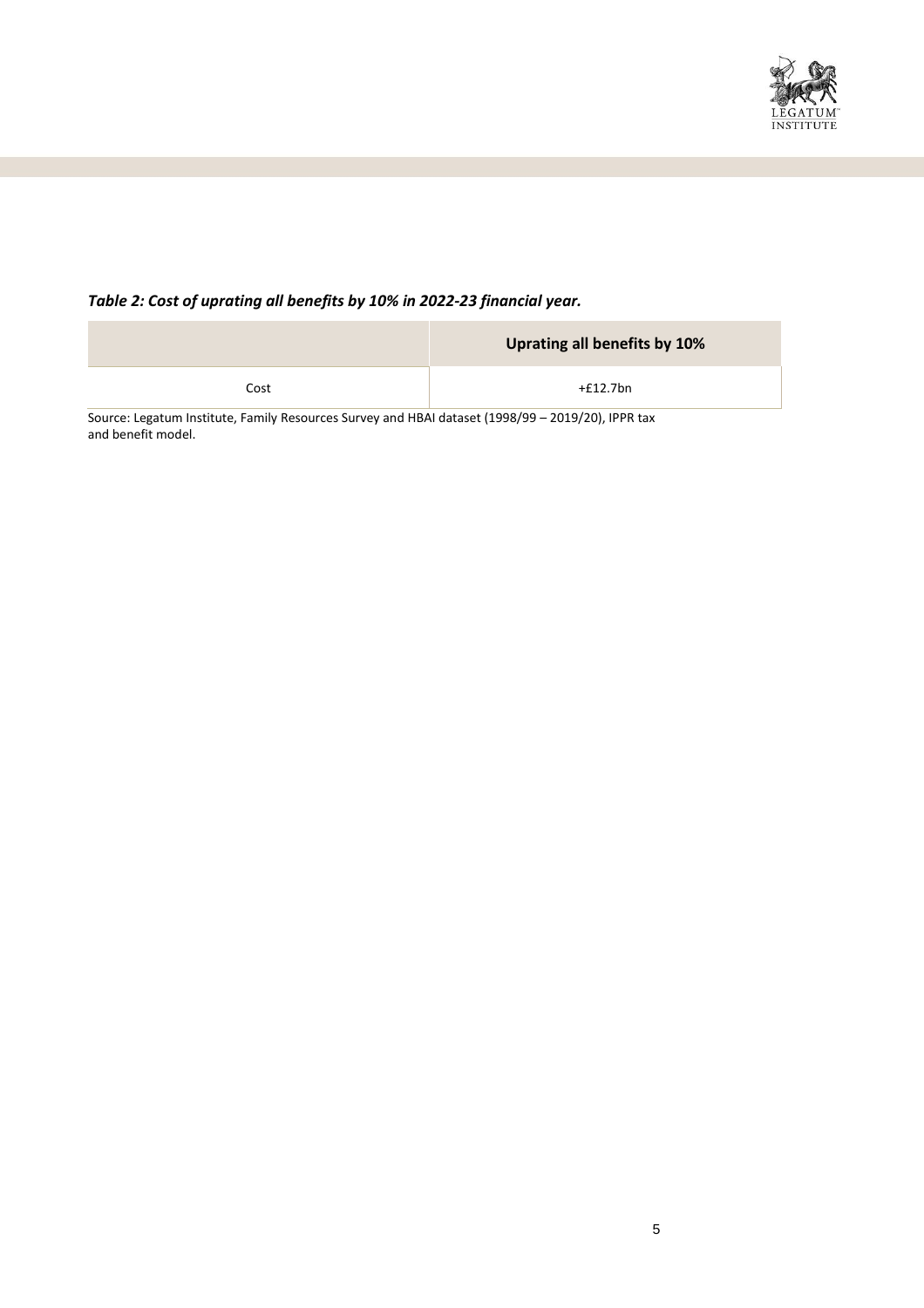***Table 2: Cost of uprating all benefits by 10% in 2022-23 financial year.***

| | Uprating all benefits by 10% |
|---|---|
| Cost | +£12.7bn |

Source: Legatum Institute, Family Resources Survey and HBAI dataset (1998/99 – 2019/20), IPPR tax and benefit model.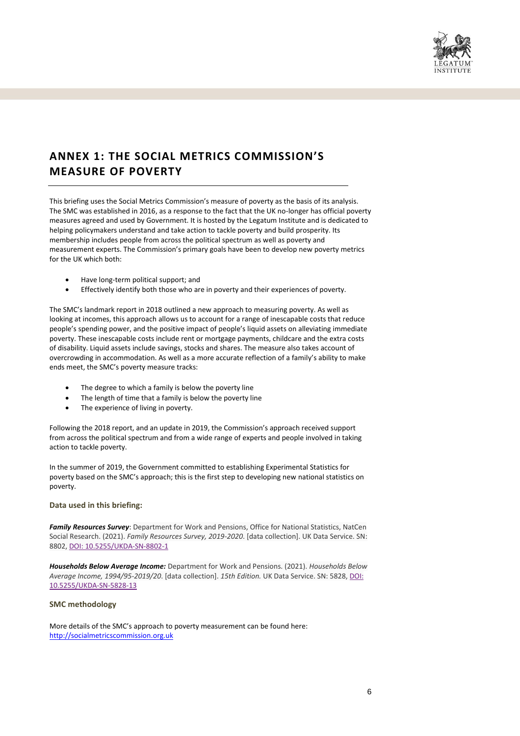# ANNEX 1: THE SOCIAL METRICS COMMISSION'S MEASURE OF POVERTY

This briefing uses the Social Metrics Commission's measure of poverty as the basis of its analysis. The SMC was established in 2016, as a response to the fact that the UK no-longer has official poverty measures agreed and used by Government. It is hosted by the Legatum Institute and is dedicated to helping policymakers understand and take action to tackle poverty and build prosperity. Its membership includes people from across the political spectrum as well as poverty and measurement experts. The Commission's primary goals have been to develop new poverty metrics for the UK which both:

- Have long-term political support; and
- Effectively identify both those who are in poverty and their experiences of poverty.

The SMC's landmark report in 2018 outlined a new approach to measuring poverty. As well as looking at incomes, this approach allows us to account for a range of inescapable costs that reduce people's spending power, and the positive impact of people's liquid assets on alleviating immediate poverty. These inescapable costs include rent or mortgage payments, childcare and the extra costs of disability. Liquid assets include savings, stocks and shares. The measure also takes account of overcrowding in accommodation. As well as a more accurate reflection of a family's ability to make ends meet, the SMC's poverty measure tracks:

- The degree to which a family is below the poverty line
- The length of time that a family is below the poverty line
- The experience of living in poverty.

Following the 2018 report, and an update in 2019, the Commission's approach received support from across the political spectrum and from a wide range of experts and people involved in taking action to tackle poverty.

In the summer of 2019, the Government committed to establishing Experimental Statistics for poverty based on the SMC's approach; this is the first step to developing new national statistics on poverty.

### Data used in this briefing:

***Family Resources Survey***: Department for Work and Pensions, Office for National Statistics, NatCen Social Research. (2021). *Family Resources Survey, 2019-2020*. [data collection]. UK Data Service. SN: 8802, [DOI: 10.5255/UKDA-SN-8802-1](https://doi.org/10.5255/UKDA-SN-8802-1)

***Households Below Average Income:*** Department for Work and Pensions. (2021). *Households Below Average Income, 1994/95-2019/20*. [data collection]. *15th Edition.* UK Data Service. SN: 5828, [DOI: 10.5255/UKDA-SN-5828-13](https://doi.org/10.5255/UKDA-SN-5828-13)

### SMC methodology

More details of the SMC's approach to poverty measurement can be found here: [http://socialmetricscommission.org.uk](http://socialmetricscommission.org.uk)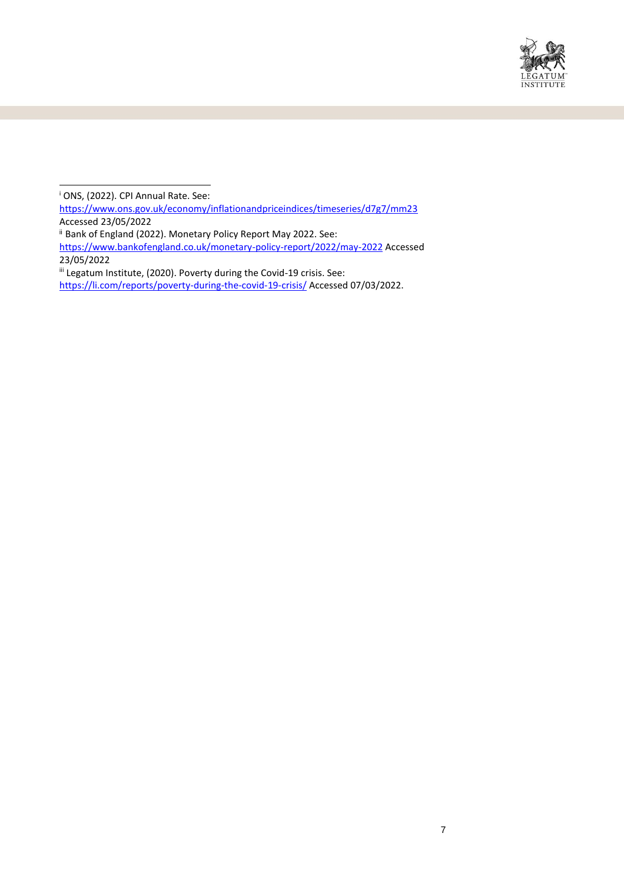[i] ONS, (2022). CPI Annual Rate. See: https://www.ons.gov.uk/economy/inflationandpriceindices/timeseries/d7g7/mm23 Accessed 23/05/2022

[ii] Bank of England (2022). Monetary Policy Report May 2022. See: https://www.bankofengland.co.uk/monetary-policy-report/2022/may-2022 Accessed 23/05/2022

[iii] Legatum Institute, (2020). Poverty during the Covid-19 crisis. See: https://li.com/reports/poverty-during-the-covid-19-crisis/ Accessed 07/03/2022.